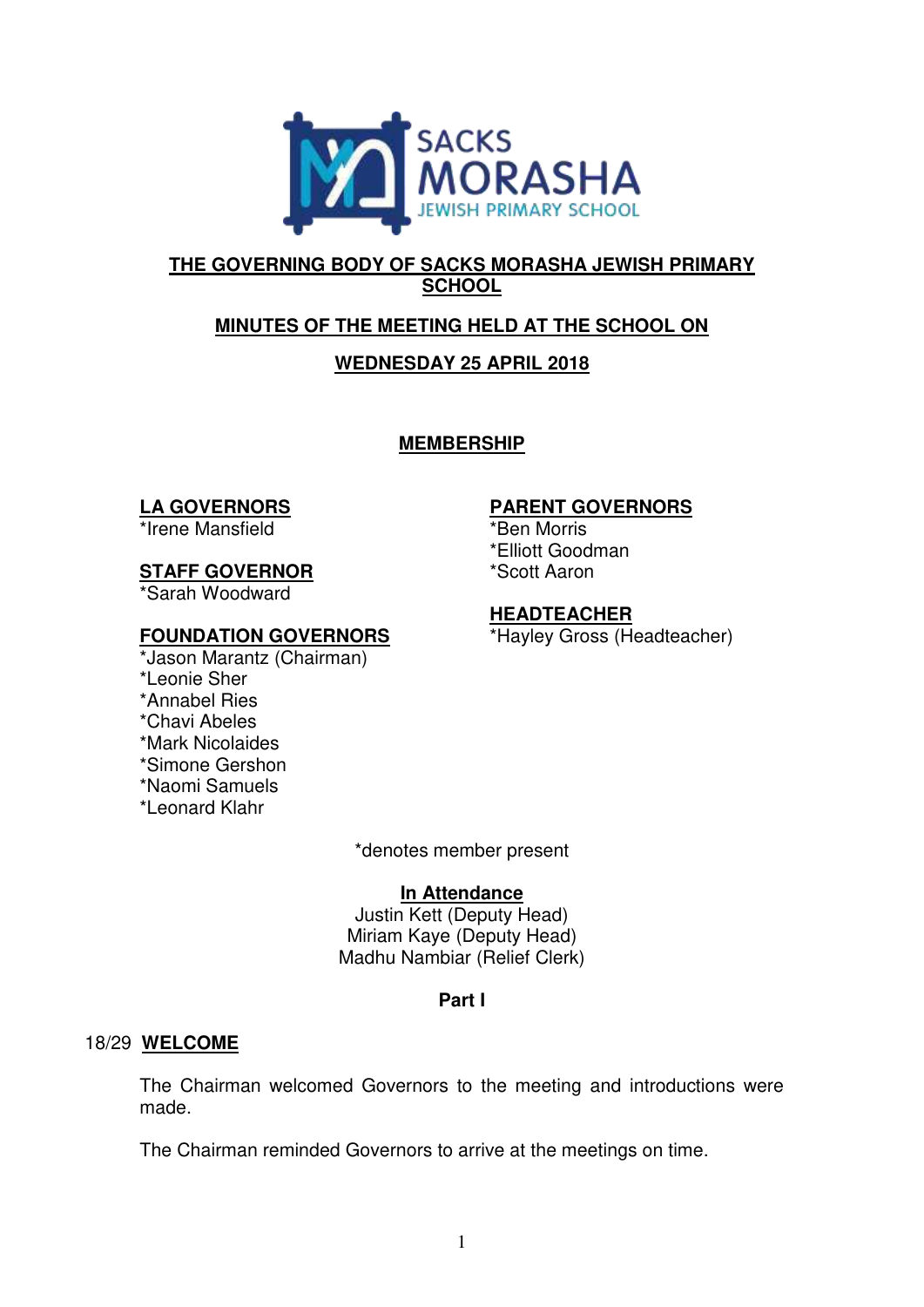# THE GOVERNING BODY OF SACKS MORASHA JEWISH PRIMARY SCHOOL

## MINUTES OF THE MEETING HELD AT THE SCHOOL ON

## WEDNESDAY 25 APRIL 2018

### MEMBERSHIP

**LA GOVERNORS**
*Irene Mansfield

**STAFF GOVERNOR**
*Sarah Woodward

**FOUNDATION GOVERNORS**
*Jason Marantz (Chairman)
*Leonie Sher
*Annabel Ries
*Chavi Abeles
*Mark Nicolaides
*Simone Gershon
*Naomi Samuels
*Leonard Klahr

**PARENT GOVERNORS**
*Ben Morris
*Elliott Goodman
*Scott Aaron

**HEADTEACHER**
*Hayley Gross (Headteacher)

*denotes member present

**In Attendance**
Justin Kett (Deputy Head)
Miriam Kaye (Deputy Head)
Madhu Nambiar (Relief Clerk)

**Part I**

### 18/29 WELCOME

The Chairman welcomed Governors to the meeting and introductions were made.

The Chairman reminded Governors to arrive at the meetings on time.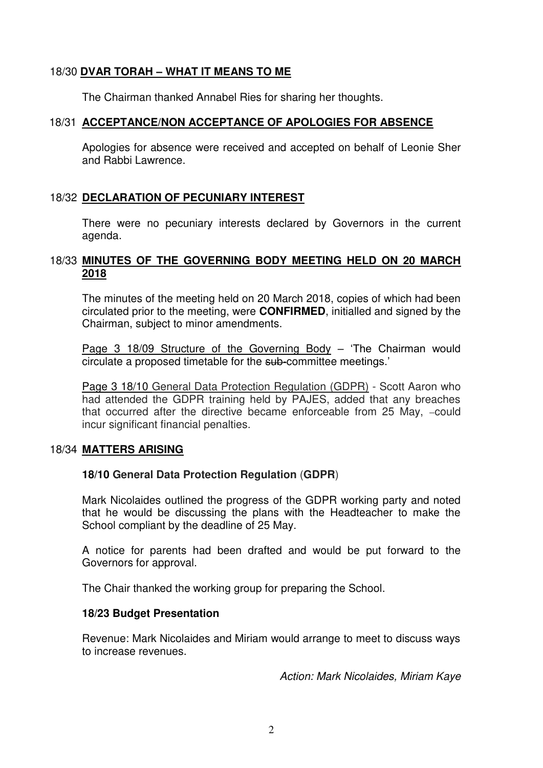## 18/30 DVAR TORAH – WHAT IT MEANS TO ME

The Chairman thanked Annabel Ries for sharing her thoughts.

## 18/31 ACCEPTANCE/NON ACCEPTANCE OF APOLOGIES FOR ABSENCE

Apologies for absence were received and accepted on behalf of Leonie Sher and Rabbi Lawrence.

## 18/32 DECLARATION OF PECUNIARY INTEREST

There were no pecuniary interests declared by Governors in the current agenda.

## 18/33 MINUTES OF THE GOVERNING BODY MEETING HELD ON 20 MARCH 2018

The minutes of the meeting held on 20 March 2018, copies of which had been circulated prior to the meeting, were **CONFIRMED**, initialled and signed by the Chairman, subject to minor amendments.

Page 3 18/09 Structure of the Governing Body – 'The Chairman would circulate a proposed timetable for the ~~sub-~~committee meetings.'

Page 3 18/10 General Data Protection Regulation (GDPR) - Scott Aaron who had attended the GDPR training held by PAJES, added that any breaches that occurred after the directive became enforceable from 25 May, -could incur significant financial penalties.

## 18/34 MATTERS ARISING

**18/10 General Data Protection Regulation (GDPR)**

Mark Nicolaides outlined the progress of the GDPR working party and noted that he would be discussing the plans with the Headteacher to make the School compliant by the deadline of 25 May.

A notice for parents had been drafted and would be put forward to the Governors for approval.

The Chair thanked the working group for preparing the School.

**18/23 Budget Presentation**

Revenue: Mark Nicolaides and Miriam would arrange to meet to discuss ways to increase revenues.

*Action: Mark Nicolaides, Miriam Kaye*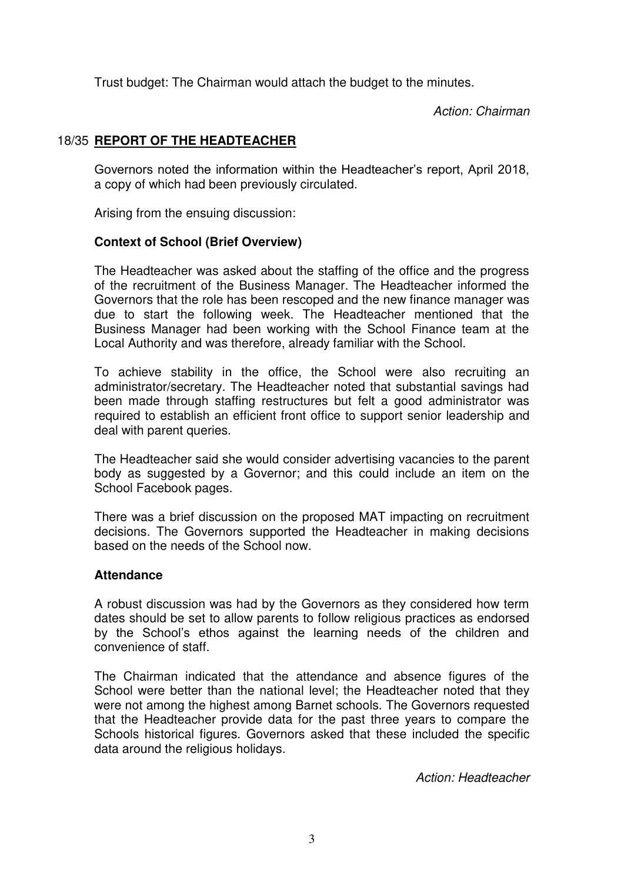Trust budget: The Chairman would attach the budget to the minutes.

*Action: Chairman*

## 18/35 **REPORT OF THE HEADTEACHER**

Governors noted the information within the Headteacher's report, April 2018, a copy of which had been previously circulated.

Arising from the ensuing discussion:

**Context of School (Brief Overview)**

The Headteacher was asked about the staffing of the office and the progress of the recruitment of the Business Manager. The Headteacher informed the Governors that the role has been rescoped and the new finance manager was due to start the following week. The Headteacher mentioned that the Business Manager had been working with the School Finance team at the Local Authority and was therefore, already familiar with the School.

To achieve stability in the office, the School were also recruiting an administrator/secretary. The Headteacher noted that substantial savings had been made through staffing restructures but felt a good administrator was required to establish an efficient front office to support senior leadership and deal with parent queries.

The Headteacher said she would consider advertising vacancies to the parent body as suggested by a Governor; and this could include an item on the School Facebook pages.

There was a brief discussion on the proposed MAT impacting on recruitment decisions. The Governors supported the Headteacher in making decisions based on the needs of the School now.

**Attendance**

A robust discussion was had by the Governors as they considered how term dates should be set to allow parents to follow religious practices as endorsed by the School's ethos against the learning needs of the children and convenience of staff.

The Chairman indicated that the attendance and absence figures of the School were better than the national level; the Headteacher noted that they were not among the highest among Barnet schools. The Governors requested that the Headteacher provide data for the past three years to compare the Schools historical figures. Governors asked that these included the specific data around the religious holidays.

*Action: Headteacher*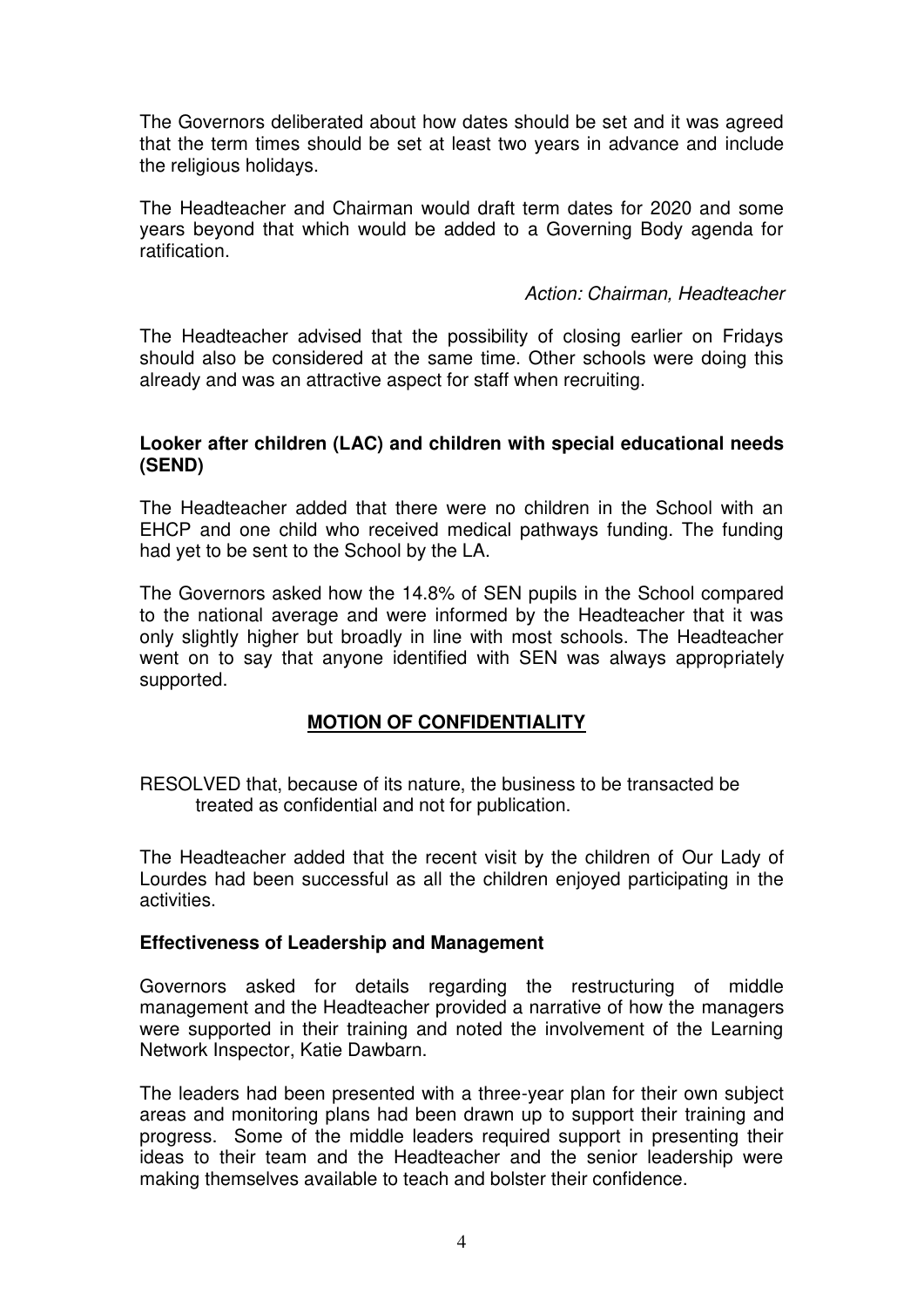The Governors deliberated about how dates should be set and it was agreed that the term times should be set at least two years in advance and include the religious holidays.

The Headteacher and Chairman would draft term dates for 2020 and some years beyond that which would be added to a Governing Body agenda for ratification.

*Action: Chairman, Headteacher*

The Headteacher advised that the possibility of closing earlier on Fridays should also be considered at the same time. Other schools were doing this already and was an attractive aspect for staff when recruiting.

**Looker after children (LAC) and children with special educational needs (SEND)**

The Headteacher added that there were no children in the School with an EHCP and one child who received medical pathways funding. The funding had yet to be sent to the School by the LA.

The Governors asked how the 14.8% of SEN pupils in the School compared to the national average and were informed by the Headteacher that it was only slightly higher but broadly in line with most schools. The Headteacher went on to say that anyone identified with SEN was always appropriately supported.

## MOTION OF CONFIDENTIALITY

RESOLVED that, because of its nature, the business to be transacted be treated as confidential and not for publication.

The Headteacher added that the recent visit by the children of Our Lady of Lourdes had been successful as all the children enjoyed participating in the activities.

**Effectiveness of Leadership and Management**

Governors asked for details regarding the restructuring of middle management and the Headteacher provided a narrative of how the managers were supported in their training and noted the involvement of the Learning Network Inspector, Katie Dawbarn.

The leaders had been presented with a three-year plan for their own subject areas and monitoring plans had been drawn up to support their training and progress. Some of the middle leaders required support in presenting their ideas to their team and the Headteacher and the senior leadership were making themselves available to teach and bolster their confidence.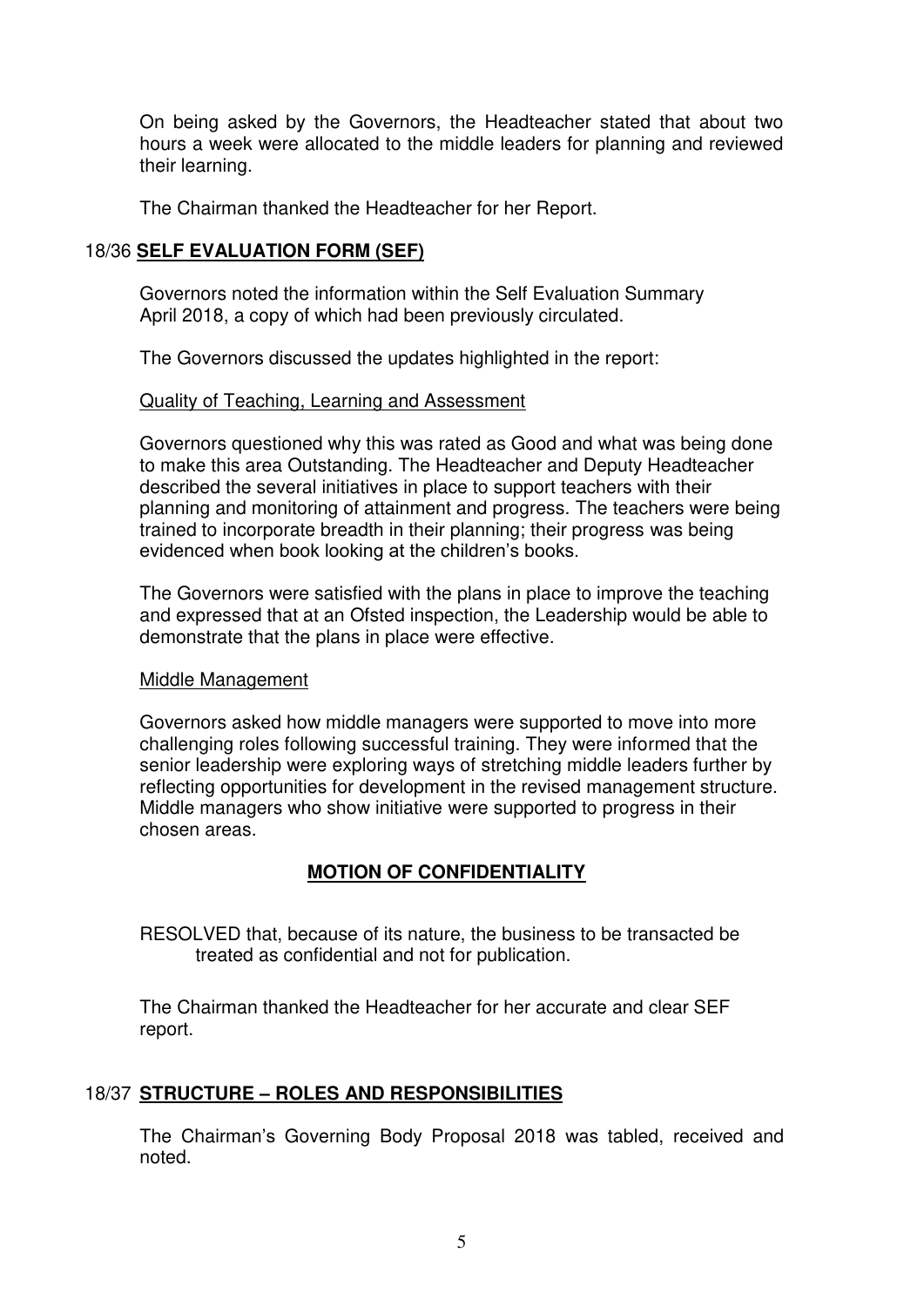On being asked by the Governors, the Headteacher stated that about two hours a week were allocated to the middle leaders for planning and reviewed their learning.

The Chairman thanked the Headteacher for her Report.

## 18/36 SELF EVALUATION FORM (SEF)

Governors noted the information within the Self Evaluation Summary April 2018, a copy of which had been previously circulated.

The Governors discussed the updates highlighted in the report:

Quality of Teaching, Learning and Assessment

Governors questioned why this was rated as Good and what was being done to make this area Outstanding. The Headteacher and Deputy Headteacher described the several initiatives in place to support teachers with their planning and monitoring of attainment and progress. The teachers were being trained to incorporate breadth in their planning; their progress was being evidenced when book looking at the children's books.

The Governors were satisfied with the plans in place to improve the teaching and expressed that at an Ofsted inspection, the Leadership would be able to demonstrate that the plans in place were effective.

Middle Management

Governors asked how middle managers were supported to move into more challenging roles following successful training. They were informed that the senior leadership were exploring ways of stretching middle leaders further by reflecting opportunities for development in the revised management structure. Middle managers who show initiative were supported to progress in their chosen areas.

**MOTION OF CONFIDENTIALITY**

RESOLVED that, because of its nature, the business to be transacted be treated as confidential and not for publication.

The Chairman thanked the Headteacher for her accurate and clear SEF report.

## 18/37 STRUCTURE – ROLES AND RESPONSIBILITIES

The Chairman's Governing Body Proposal 2018 was tabled, received and noted.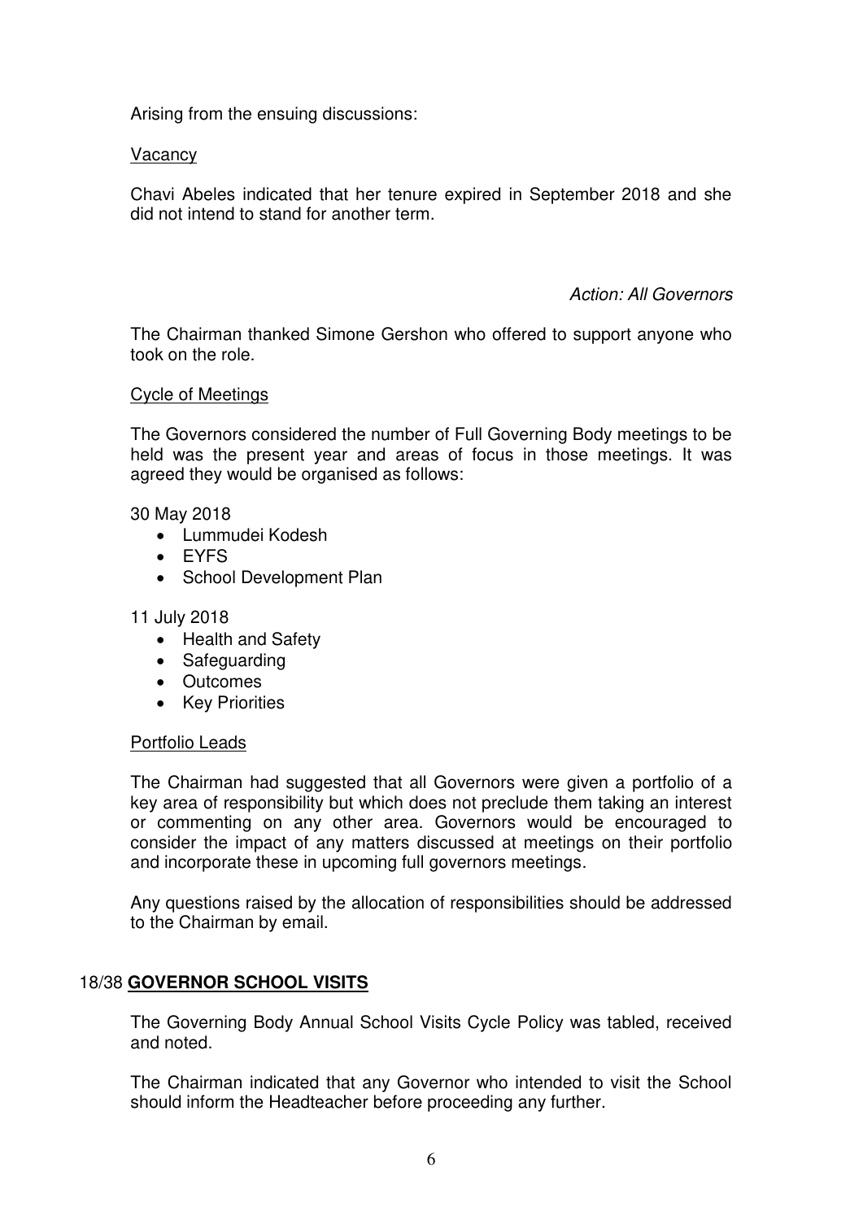Arising from the ensuing discussions:

Vacancy

Chavi Abeles indicated that her tenure expired in September 2018 and she did not intend to stand for another term.

*Action: All Governors*

The Chairman thanked Simone Gershon who offered to support anyone who took on the role.

Cycle of Meetings

The Governors considered the number of Full Governing Body meetings to be held was the present year and areas of focus in those meetings. It was agreed they would be organised as follows:

30 May 2018

- Lummudei Kodesh
- EYFS
- School Development Plan

11 July 2018

- Health and Safety
- Safeguarding
- Outcomes
- Key Priorities

Portfolio Leads

The Chairman had suggested that all Governors were given a portfolio of a key area of responsibility but which does not preclude them taking an interest or commenting on any other area. Governors would be encouraged to consider the impact of any matters discussed at meetings on their portfolio and incorporate these in upcoming full governors meetings.

Any questions raised by the allocation of responsibilities should be addressed to the Chairman by email.

## 18/38 **GOVERNOR SCHOOL VISITS**

The Governing Body Annual School Visits Cycle Policy was tabled, received and noted.

The Chairman indicated that any Governor who intended to visit the School should inform the Headteacher before proceeding any further.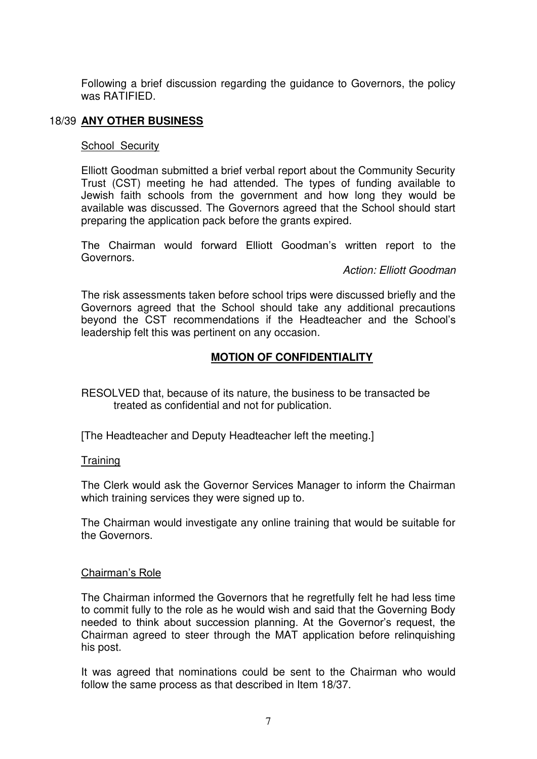Following a brief discussion regarding the guidance to Governors, the policy was RATIFIED.

## 18/39 **ANY OTHER BUSINESS**

School Security

Elliott Goodman submitted a brief verbal report about the Community Security Trust (CST) meeting he had attended. The types of funding available to Jewish faith schools from the government and how long they would be available was discussed. The Governors agreed that the School should start preparing the application pack before the grants expired.

The Chairman would forward Elliott Goodman's written report to the Governors.

*Action: Elliott Goodman*

The risk assessments taken before school trips were discussed briefly and the Governors agreed that the School should take any additional precautions beyond the CST recommendations if the Headteacher and the School's leadership felt this was pertinent on any occasion.

**MOTION OF CONFIDENTIALITY**

RESOLVED that, because of its nature, the business to be transacted be treated as confidential and not for publication.

[The Headteacher and Deputy Headteacher left the meeting.]

Training

The Clerk would ask the Governor Services Manager to inform the Chairman which training services they were signed up to.

The Chairman would investigate any online training that would be suitable for the Governors.

Chairman's Role

The Chairman informed the Governors that he regretfully felt he had less time to commit fully to the role as he would wish and said that the Governing Body needed to think about succession planning. At the Governor's request, the Chairman agreed to steer through the MAT application before relinquishing his post.

It was agreed that nominations could be sent to the Chairman who would follow the same process as that described in Item 18/37.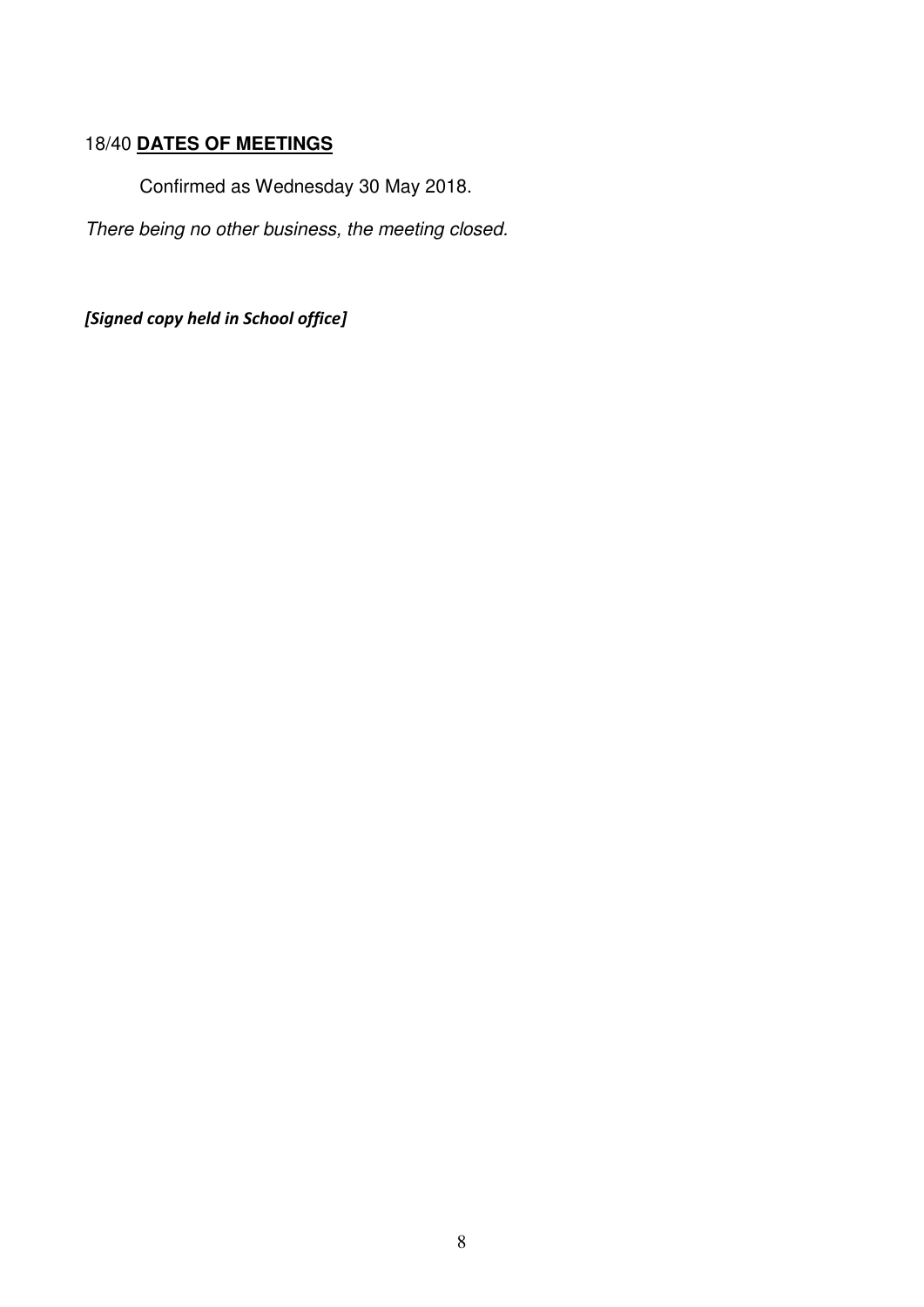18/40 **DATES OF MEETINGS**

Confirmed as Wednesday 30 May 2018.

*There being no other business, the meeting closed.*

***[Signed copy held in School office]***